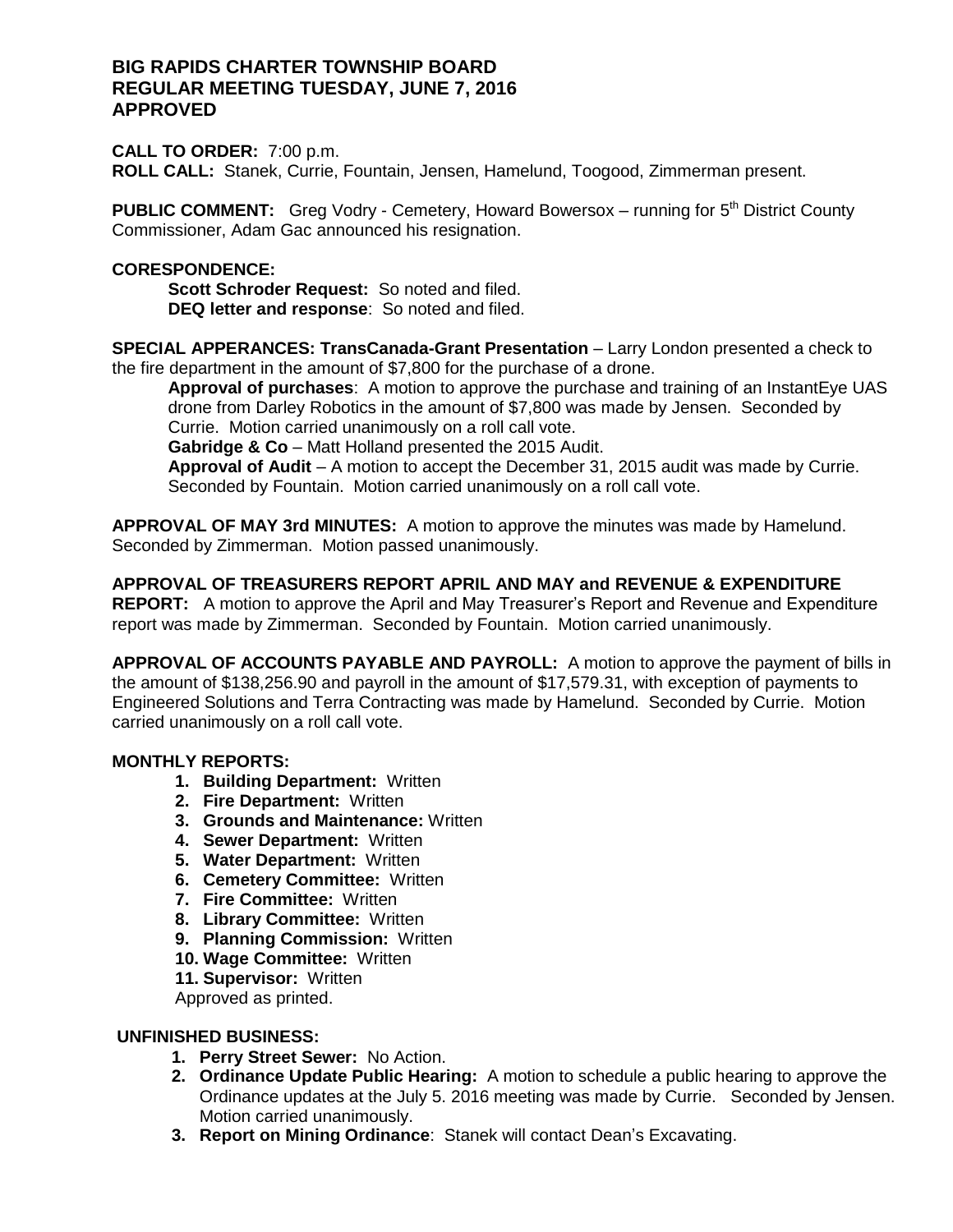**BIG RAPIDS CHARTER TOWNSHIP BOARD**
**REGULAR MEETING TUESDAY, JUNE 7, 2016**
**APPROVED**

**CALL TO ORDER:** 7:00 p.m.
**ROLL CALL:** Stanek, Currie, Fountain, Jensen, Hamelund, Toogood, Zimmerman present.

**PUBLIC COMMENT:** Greg Vodry - Cemetery, Howard Bowersox – running for 5th District County Commissioner, Adam Gac announced his resignation.

**CORESPONDENCE:**

**Scott Schroder Request:** So noted and filed.
**DEQ letter and response**: So noted and filed.

**SPECIAL APPERANCES: TransCanada-Grant Presentation** – Larry London presented a check to the fire department in the amount of $7,800 for the purchase of a drone.

**Approval of purchases**: A motion to approve the purchase and training of an InstantEye UAS drone from Darley Robotics in the amount of $7,800 was made by Jensen. Seconded by Currie. Motion carried unanimously on a roll call vote.

**Gabridge & Co** – Matt Holland presented the 2015 Audit.

**Approval of Audit** – A motion to accept the December 31, 2015 audit was made by Currie. Seconded by Fountain. Motion carried unanimously on a roll call vote.

**APPROVAL OF MAY 3rd MINUTES:** A motion to approve the minutes was made by Hamelund. Seconded by Zimmerman. Motion passed unanimously.

**APPROVAL OF TREASURERS REPORT APRIL AND MAY and REVENUE & EXPENDITURE REPORT:** A motion to approve the April and May Treasurer's Report and Revenue and Expenditure report was made by Zimmerman. Seconded by Fountain. Motion carried unanimously.

**APPROVAL OF ACCOUNTS PAYABLE AND PAYROLL:** A motion to approve the payment of bills in the amount of $138,256.90 and payroll in the amount of $17,579.31, with exception of payments to Engineered Solutions and Terra Contracting was made by Hamelund. Seconded by Currie. Motion carried unanimously on a roll call vote.

**MONTHLY REPORTS:**

1. **Building Department:** Written
2. **Fire Department:** Written
3. **Grounds and Maintenance:** Written
4. **Sewer Department:** Written
5. **Water Department:** Written
6. **Cemetery Committee:** Written
7. **Fire Committee:** Written
8. **Library Committee:** Written
9. **Planning Commission:** Written
10. **Wage Committee:** Written
11. **Supervisor:** Written

Approved as printed.

**UNFINISHED BUSINESS:**

1. **Perry Street Sewer:** No Action.
2. **Ordinance Update Public Hearing:** A motion to schedule a public hearing to approve the Ordinance updates at the July 5. 2016 meeting was made by Currie. Seconded by Jensen. Motion carried unanimously.
3. **Report on Mining Ordinance**: Stanek will contact Dean's Excavating.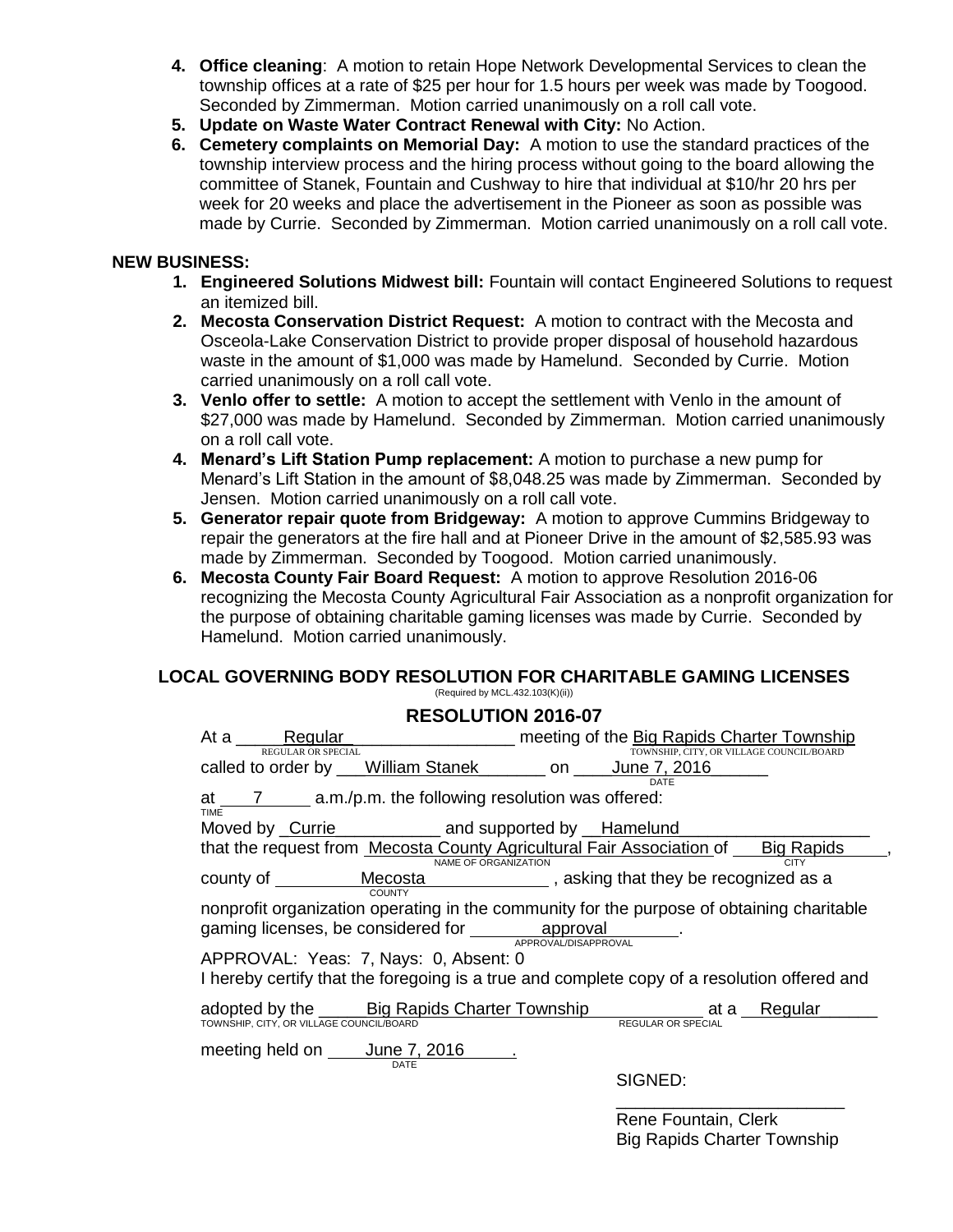4. **Office cleaning**: A motion to retain Hope Network Developmental Services to clean the township offices at a rate of $25 per hour for 1.5 hours per week was made by Toogood. Seconded by Zimmerman. Motion carried unanimously on a roll call vote.
5. **Update on Waste Water Contract Renewal with City:** No Action.
6. **Cemetery complaints on Memorial Day:** A motion to use the standard practices of the township interview process and the hiring process without going to the board allowing the committee of Stanek, Fountain and Cushway to hire that individual at $10/hr 20 hrs per week for 20 weeks and place the advertisement in the Pioneer as soon as possible was made by Currie. Seconded by Zimmerman. Motion carried unanimously on a roll call vote.

**NEW BUSINESS:**

1. **Engineered Solutions Midwest bill:** Fountain will contact Engineered Solutions to request an itemized bill.
2. **Mecosta Conservation District Request:** A motion to contract with the Mecosta and Osceola-Lake Conservation District to provide proper disposal of household hazardous waste in the amount of $1,000 was made by Hamelund. Seconded by Currie. Motion carried unanimously on a roll call vote.
3. **Venlo offer to settle:** A motion to accept the settlement with Venlo in the amount of $27,000 was made by Hamelund. Seconded by Zimmerman. Motion carried unanimously on a roll call vote.
4. **Menard's Lift Station Pump replacement:** A motion to purchase a new pump for Menard's Lift Station in the amount of $8,048.25 was made by Zimmerman. Seconded by Jensen. Motion carried unanimously on a roll call vote.
5. **Generator repair quote from Bridgeway:** A motion to approve Cummins Bridgeway to repair the generators at the fire hall and at Pioneer Drive in the amount of $2,585.93 was made by Zimmerman. Seconded by Toogood. Motion carried unanimously.
6. **Mecosta County Fair Board Request:** A motion to approve Resolution 2016-06 recognizing the Mecosta County Agricultural Fair Association as a nonprofit organization for the purpose of obtaining charitable gaming licenses was made by Currie. Seconded by Hamelund. Motion carried unanimously.

## LOCAL GOVERNING BODY RESOLUTION FOR CHARITABLE GAMING LICENSES

(Required by MCL.432.103(K)(ii))

### RESOLUTION 2016-07

At a Regular (REGULAR OR SPECIAL) meeting of the Big Rapids Charter Township (TOWNSHIP, CITY, OR VILLAGE COUNCIL/BOARD) called to order by William Stanek on June 7, 2016 (DATE) at 7 (TIME) a.m./p.m. the following resolution was offered:

Moved by Currie and supported by Hamelund that the request from Mecosta County Agricultural Fair Association (NAME OF ORGANIZATION) of Big Rapids (CITY), county of Mecosta (COUNTY), asking that they be recognized as a nonprofit organization operating in the community for the purpose of obtaining charitable gaming licenses, be considered for approval (APPROVAL/DISAPPROVAL).

APPROVAL: Yeas: 7, Nays: 0, Absent: 0

I hereby certify that the foregoing is a true and complete copy of a resolution offered and adopted by the Big Rapids Charter Township (TOWNSHIP, CITY, OR VILLAGE COUNCIL/BOARD) at a Regular (REGULAR OR SPECIAL) meeting held on June 7, 2016 (DATE).

SIGNED:

\_\_\_\_\_\_\_\_\_\_\_\_\_\_\_\_\_\_\_\_\_\_\_\_

Rene Fountain, Clerk
Big Rapids Charter Township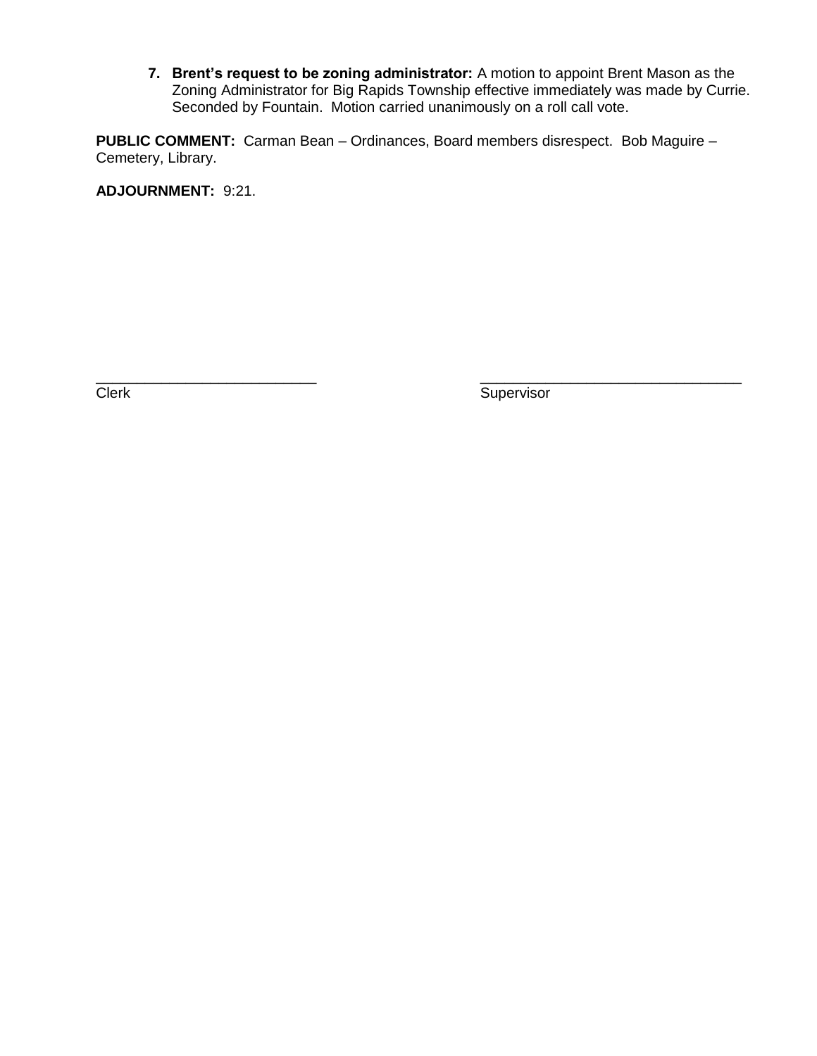7. **Brent's request to be zoning administrator:** A motion to appoint Brent Mason as the Zoning Administrator for Big Rapids Township effective immediately was made by Currie. Seconded by Fountain. Motion carried unanimously on a roll call vote.

**PUBLIC COMMENT:** Carman Bean – Ordinances, Board members disrespect. Bob Maguire – Cemetery, Library.

**ADJOURNMENT:** 9:21.

___________________________ &nbsp;&nbsp;&nbsp;&nbsp;&nbsp;&nbsp;&nbsp;&nbsp; ________________________________
Clerk &nbsp;&nbsp;&nbsp;&nbsp;&nbsp;&nbsp;&nbsp;&nbsp;&nbsp;&nbsp;&nbsp;&nbsp;&nbsp;&nbsp;&nbsp;&nbsp;&nbsp;&nbsp;&nbsp;&nbsp;&nbsp;&nbsp;&nbsp;&nbsp;&nbsp;&nbsp;&nbsp;&nbsp;&nbsp;&nbsp;&nbsp;&nbsp;&nbsp;&nbsp;&nbsp;&nbsp; Supervisor